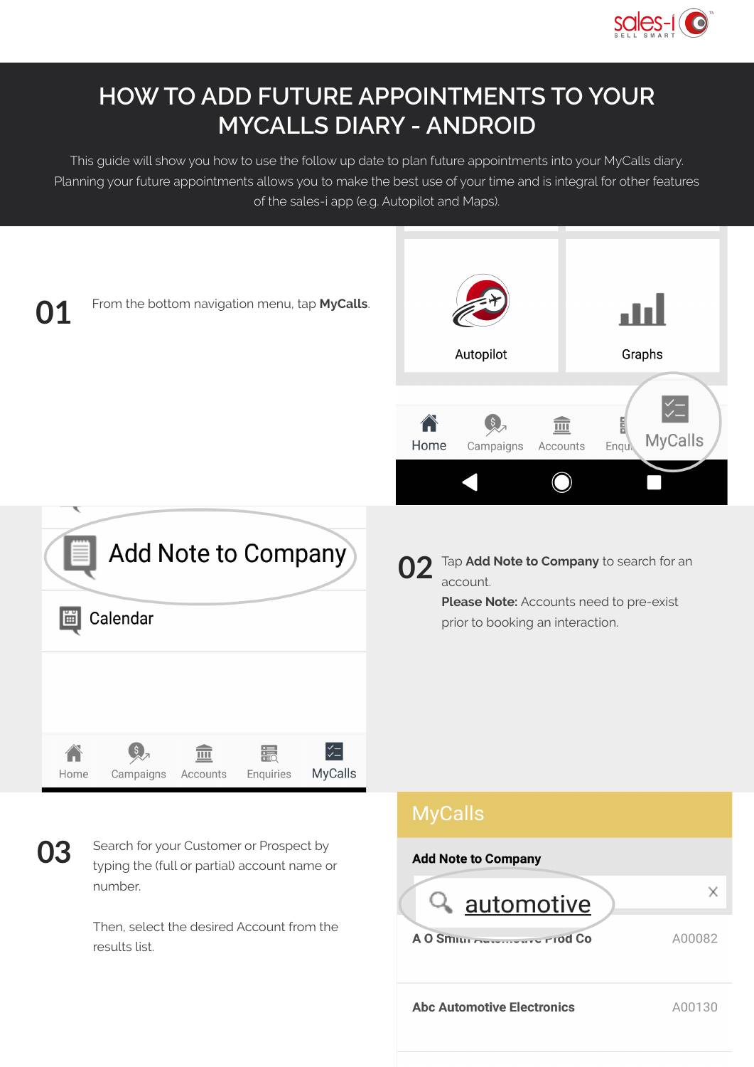# HOW TO ADD FUTURE APPOINTMENTS TO YOUR MYCALLS DIARY - ANDROID

This guide will show you how to use the follow up date to plan future appointments into your MyCalls diary. Planning your future appointments allows you to make the best use of your time and is integral for other features of the sales-i app (e.g. Autopilot and Maps).

**01** From the bottom navigation menu, tap **MyCalls**.

**02** Tap **Add Note to Company** to search for an account.
**Please Note:** Accounts need to pre-exist prior to booking an interaction.

**03** Search for your Customer or Prospect by typing the (full or partial) account name or number.

Then, select the desired Account from the results list.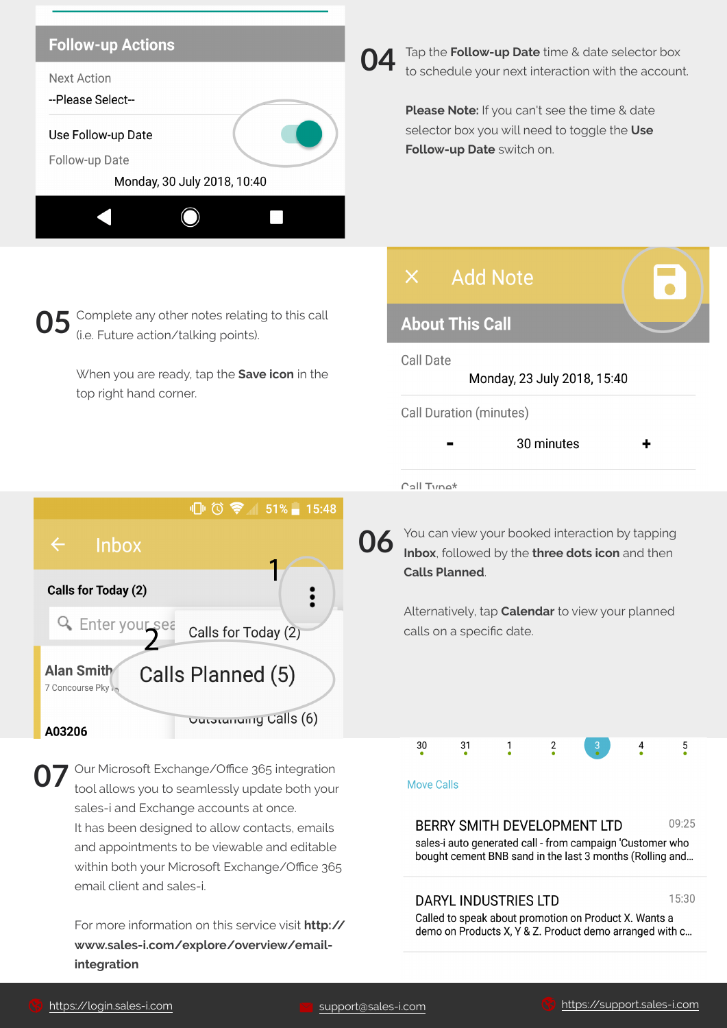**04** Tap the **Follow-up Date** time & date selector box to schedule your next interaction with the account.

**Please Note:** If you can't see the time & date selector box you will need to toggle the **Use Follow-up Date** switch on.

**05** Complete any other notes relating to this call (i.e. Future action/talking points).

When you are ready, tap the **Save icon** in the top right hand corner.

**06** You can view your booked interaction by tapping **Inbox**, followed by the **three dots icon** and then **Calls Planned**.

Alternatively, tap **Calendar** to view your planned calls on a specific date.

**07** Our Microsoft Exchange/Office 365 integration tool allows you to seamlessly update both your sales-i and Exchange accounts at once.
It has been designed to allow contacts, emails and appointments to be viewable and editable within both your Microsoft Exchange/Office 365 email client and sales-i.

For more information on this service visit **http://www.sales-i.com/explore/overview/email-integration**

https://login.sales-i.com support@sales-i.com https://support.sales-i.com